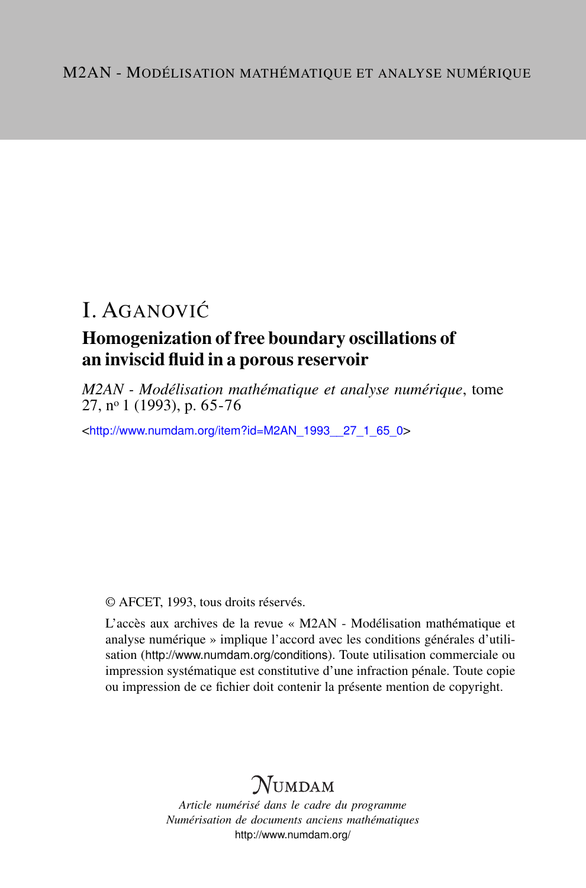M2AN - Modélisation mathématique et analyse numérique

# I. Aganović

## Homogenization of free boundary oscillations of an inviscid fluid in a porous reservoir

*M2AN - Modélisation mathématique et analyse numérique*, tome 27, nº 1 (1993), p. 65-76

<http://www.numdam.org/item?id=M2AN_1993__27_1_65_0>

© AFCET, 1993, tous droits réservés.

L'accès aux archives de la revue « M2AN - Modélisation mathématique et analyse numérique » implique l'accord avec les conditions générales d'utilisation (http://www.numdam.org/conditions). Toute utilisation commerciale ou impression systématique est constitutive d'une infraction pénale. Toute copie ou impression de ce fichier doit contenir la présente mention de copyright.

Numdam

*Article numérisé dans le cadre du programme*
*Numérisation de documents anciens mathématiques*
http://www.numdam.org/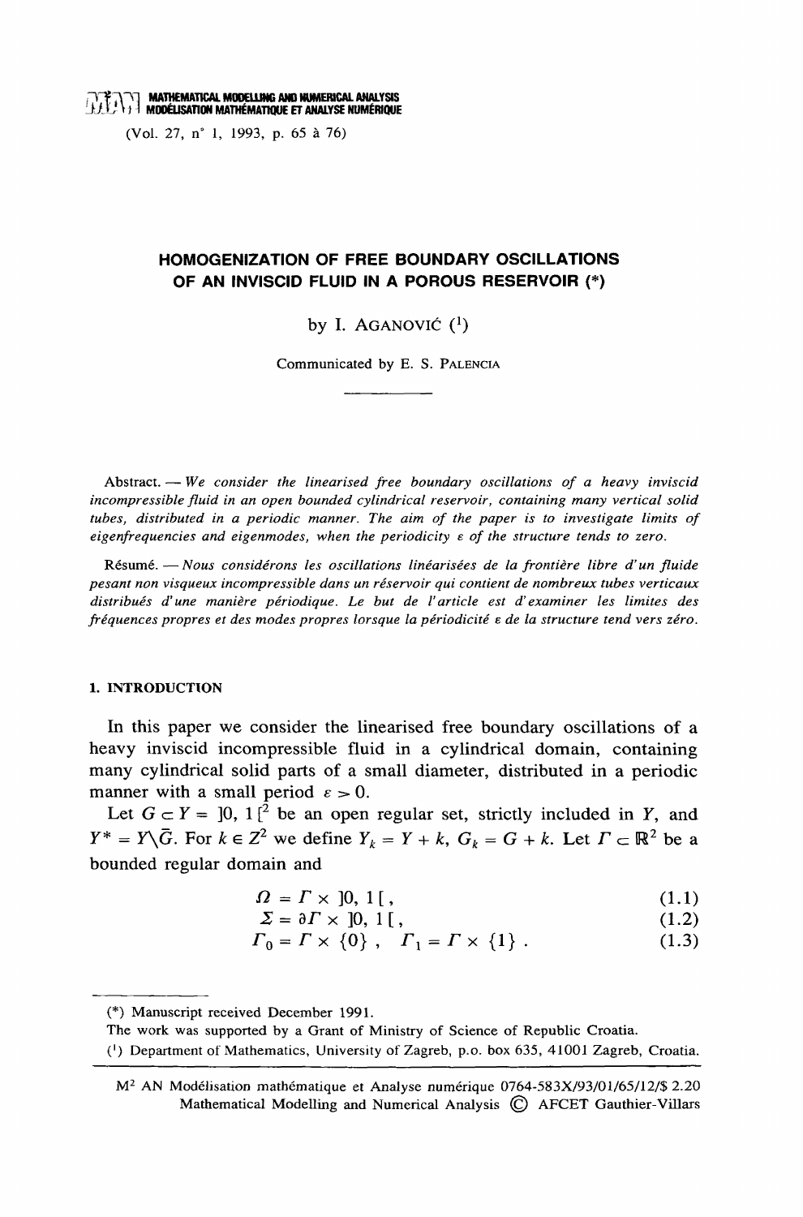# HOMOGENIZATION OF FREE BOUNDARY OSCILLATIONS OF AN INVISCID FLUID IN A POROUS RESERVOIR (*)

by I. AGANOVIĆ [1]

Communicated by E. S. PALENCIA

Abstract. — *We consider the linearised free boundary oscillations of a heavy inviscid incompressible fluid in an open bounded cylindrical reservoir, containing many vertical solid tubes, distributed in a periodic manner. The aim of the paper is to investigate limits of eigenfrequencies and eigenmodes, when the periodicity $\varepsilon$ of the structure tends to zero.*

Résumé. — *Nous considérons les oscillations linéarisées de la frontière libre d'un fluide pesant non visqueux incompressible dans un réservoir qui contient de nombreux tubes verticaux distribués d'une manière périodique. Le but de l'article est d'examiner les limites des fréquences propres et des modes propres lorsque la périodicité $\varepsilon$ de la structure tend vers zéro.*

## 1. INTRODUCTION

In this paper we consider the linearised free boundary oscillations of a heavy inviscid incompressible fluid in a cylindrical domain, containing many cylindrical solid parts of a small diameter, distributed in a periodic manner with a small period $\varepsilon > 0$.

Let $G \subset Y = ]0, 1[^2$ be an open regular set, strictly included in $Y$, and $Y^* = Y \backslash \bar{G}$. For $k \in Z^2$ we define $Y_k = Y + k$, $G_k = G + k$. Let $\Gamma \subset \mathbb{R}^2$ be a bounded regular domain and

$$\Omega = \Gamma \times ]0, 1[, \tag{1.1}$$

$$\Sigma = \partial\Gamma \times ]0, 1[, \tag{1.2}$$

$$\Gamma_0 = \Gamma \times \{0\}, \quad \Gamma_1 = \Gamma \times \{1\}. \tag{1.3}$$

---

(*) Manuscript received December 1991.

The work was supported by a Grant of Ministry of Science of Republic Croatia.

[1] Department of Mathematics, University of Zagreb, p.o. box 635, 41001 Zagreb, Croatia.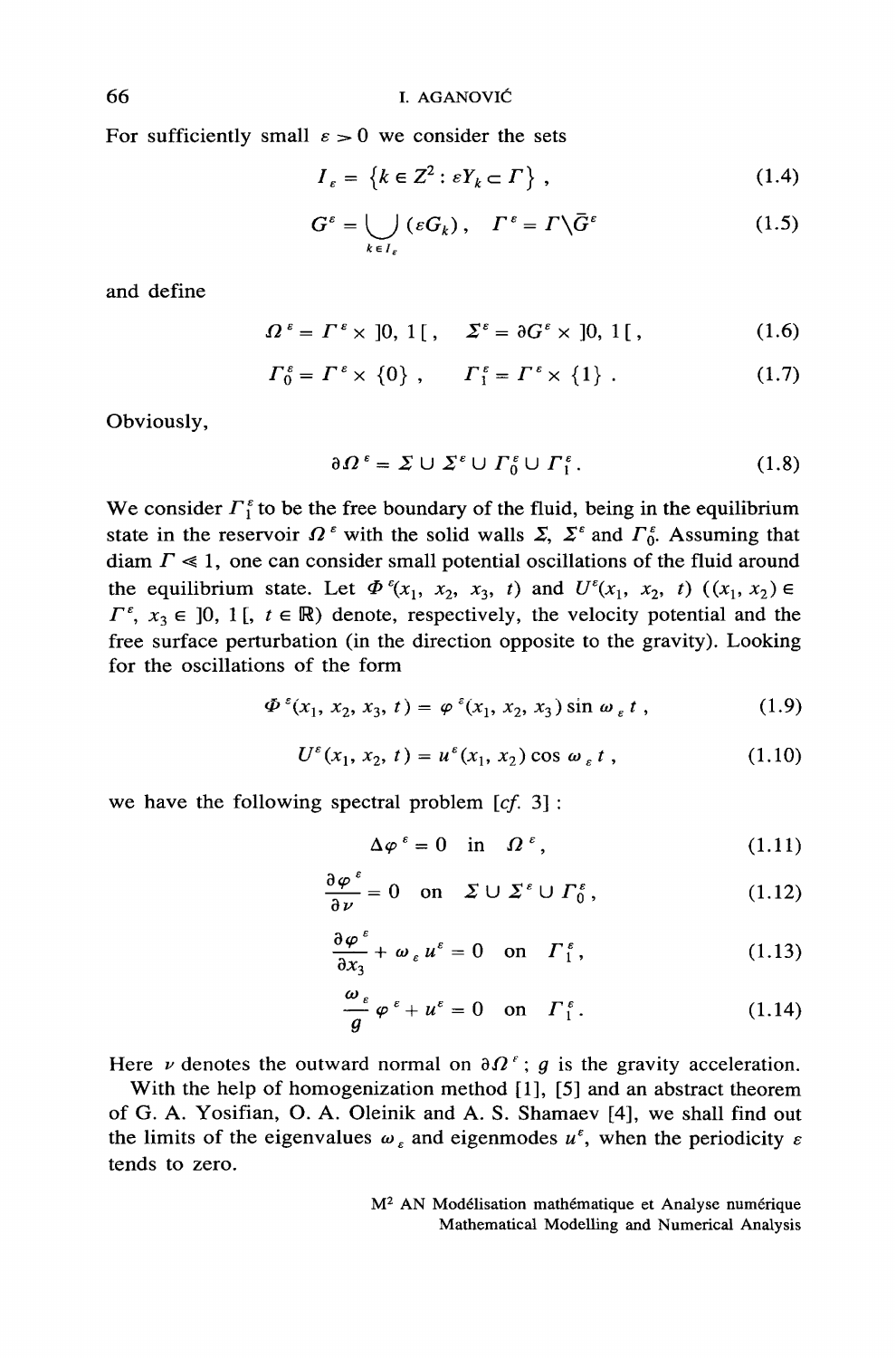For sufficiently small $\varepsilon > 0$ we consider the sets

$$I_\varepsilon = \{k \in Z^2 : \varepsilon Y_k \subset \Gamma\}, \tag{1.4}$$

$$G^\varepsilon = \bigcup_{k \in I_\varepsilon} (\varepsilon G_k), \quad \Gamma^\varepsilon = \Gamma \backslash \bar{G}^\varepsilon \tag{1.5}$$

and define

$$\Omega^\varepsilon = \Gamma^\varepsilon \times ]0, 1[, \quad \Sigma^\varepsilon = \partial G^\varepsilon \times ]0, 1[, \tag{1.6}$$

$$\Gamma_0^\varepsilon = \Gamma^\varepsilon \times \{0\}, \quad \Gamma_1^\varepsilon = \Gamma^\varepsilon \times \{1\}. \tag{1.7}$$

Obviously,

$$\partial \Omega^\varepsilon = \Sigma \cup \Sigma^\varepsilon \cup \Gamma_0^\varepsilon \cup \Gamma_1^\varepsilon. \tag{1.8}$$

We consider $\Gamma_1^\varepsilon$ to be the free boundary of the fluid, being in the equilibrium state in the reservoir $\Omega^\varepsilon$ with the solid walls $\Sigma$, $\Sigma^\varepsilon$ and $\Gamma_0^\varepsilon$. Assuming that diam $\Gamma \ll 1$, one can consider small potential oscillations of the fluid around the equilibrium state. Let $\Phi^\varepsilon(x_1, x_2, x_3, t)$ and $U^\varepsilon(x_1, x_2, t)$ ($(x_1, x_2) \in \Gamma^\varepsilon$, $x_3 \in ]0, 1[$, $t \in \mathbb{R}$) denote, respectively, the velocity potential and the free surface perturbation (in the direction opposite to the gravity). Looking for the oscillations of the form

$$\Phi^\varepsilon(x_1, x_2, x_3, t) = \varphi^\varepsilon(x_1, x_2, x_3) \sin \omega_\varepsilon t, \tag{1.9}$$

$$U^\varepsilon(x_1, x_2, t) = u^\varepsilon(x_1, x_2) \cos \omega_\varepsilon t, \tag{1.10}$$

we have the following spectral problem [*cf.* 3] :

$$\Delta \varphi^\varepsilon = 0 \quad \text{in} \quad \Omega^\varepsilon, \tag{1.11}$$

$$\frac{\partial \varphi^\varepsilon}{\partial \nu} = 0 \quad \text{on} \quad \Sigma \cup \Sigma^\varepsilon \cup \Gamma_0^\varepsilon, \tag{1.12}$$

$$\frac{\partial \varphi^\varepsilon}{\partial x_3} + \omega_\varepsilon u^\varepsilon = 0 \quad \text{on} \quad \Gamma_1^\varepsilon, \tag{1.13}$$

$$\frac{\omega_\varepsilon}{g} \varphi^\varepsilon + u^\varepsilon = 0 \quad \text{on} \quad \Gamma_1^\varepsilon. \tag{1.14}$$

Here $\nu$ denotes the outward normal on $\partial \Omega^\varepsilon$; $g$ is the gravity acceleration.

With the help of homogenization method [1], [5] and an abstract theorem of G. A. Yosifian, O. A. Oleinik and A. S. Shamaev [4], we shall find out the limits of the eigenvalues $\omega_\varepsilon$ and eigenmodes $u^\varepsilon$, when the periodicity $\varepsilon$ tends to zero.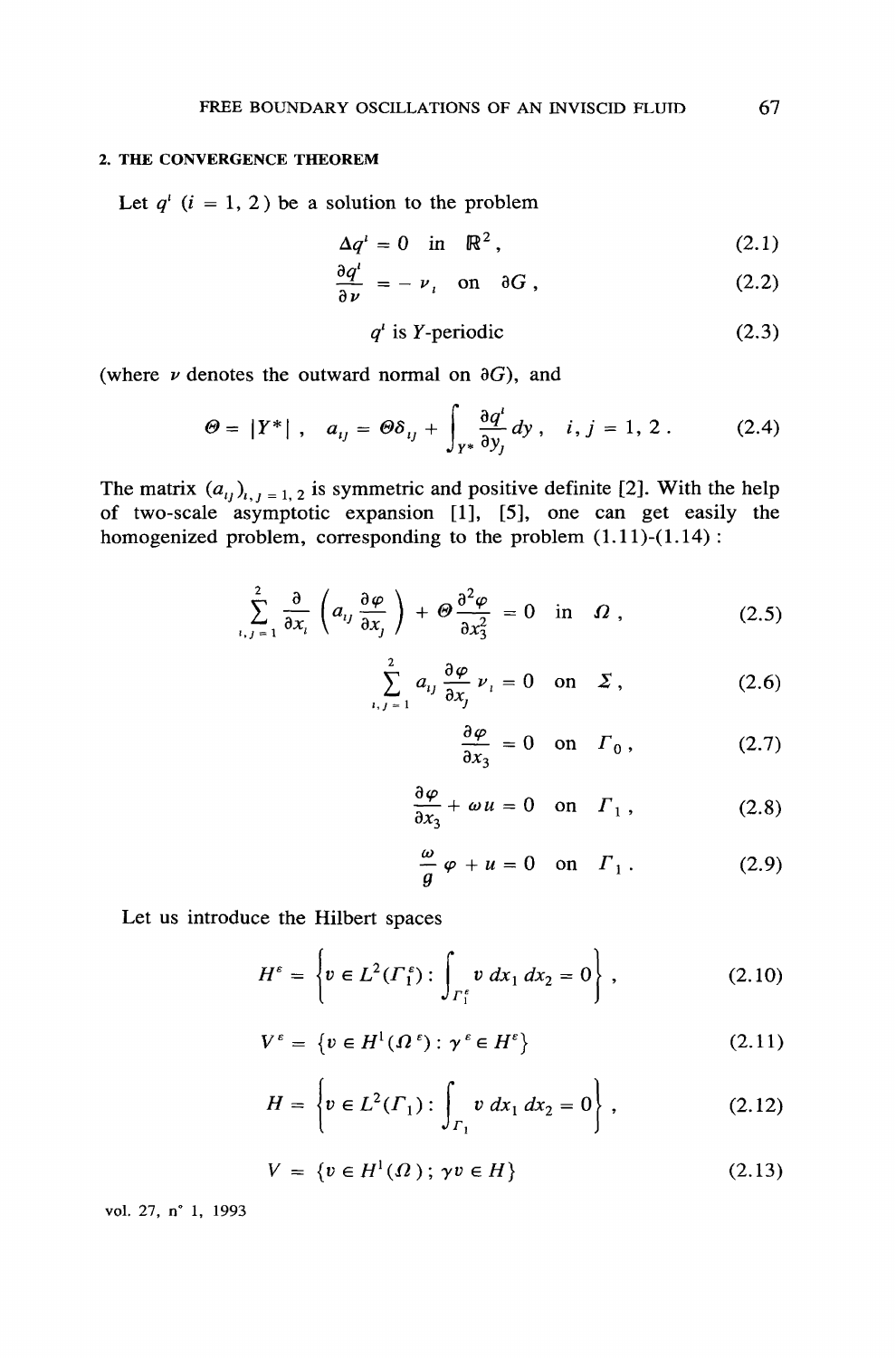## 2. THE CONVERGENCE THEOREM

Let $q^i$ $(i = 1, 2)$ be a solution to the problem

$$\Delta q^i = 0 \quad \text{in} \quad \mathbb{R}^2, \tag{2.1}$$

$$\frac{\partial q^i}{\partial \nu} = -\nu_i \quad \text{on} \quad \partial G, \tag{2.2}$$

$$q^i \text{ is } Y\text{-periodic} \tag{2.3}$$

(where $\nu$ denotes the outward normal on $\partial G$), and

$$\Theta = |Y^*|, \quad a_{ij} = \Theta \delta_{ij} + \int_{Y^*} \frac{\partial q^i}{\partial y_j} dy, \quad i, j = 1, 2. \tag{2.4}$$

The matrix $(a_{ij})_{i,j=1,2}$ is symmetric and positive definite [2]. With the help of two-scale asymptotic expansion [1], [5], one can get easily the homogenized problem, corresponding to the problem (1.11)-(1.14) :

$$\sum_{i,j=1}^{2} \frac{\partial}{\partial x_i}\left(a_{ij} \frac{\partial \varphi}{\partial x_j}\right) + \Theta \frac{\partial^2 \varphi}{\partial x_3^2} = 0 \quad \text{in} \quad \Omega, \tag{2.5}$$

$$\sum_{i,j=1}^{2} a_{ij} \frac{\partial \varphi}{\partial x_j} \nu_i = 0 \quad \text{on} \quad \Sigma, \tag{2.6}$$

$$\frac{\partial \varphi}{\partial x_3} = 0 \quad \text{on} \quad \Gamma_0, \tag{2.7}$$

$$\frac{\partial \varphi}{\partial x_3} + \omega u = 0 \quad \text{on} \quad \Gamma_1, \tag{2.8}$$

$$\frac{\omega}{g} \varphi + u = 0 \quad \text{on} \quad \Gamma_1. \tag{2.9}$$

Let us introduce the Hilbert spaces

$$H^\varepsilon = \left\{ v \in L^2(\Gamma_1^\varepsilon) : \int_{\Gamma_1^\varepsilon} v \, dx_1 \, dx_2 = 0 \right\}, \tag{2.10}$$

$$V^\varepsilon = \{ v \in H^1(\Omega^\varepsilon) : \gamma^\varepsilon \in H^\varepsilon \} \tag{2.11}$$

$$H = \left\{ v \in L^2(\Gamma_1) : \int_{\Gamma_1} v \, dx_1 \, dx_2 = 0 \right\}, \tag{2.12}$$

$$V = \{ v \in H^1(\Omega) ; \gamma v \in H \} \tag{2.13}$$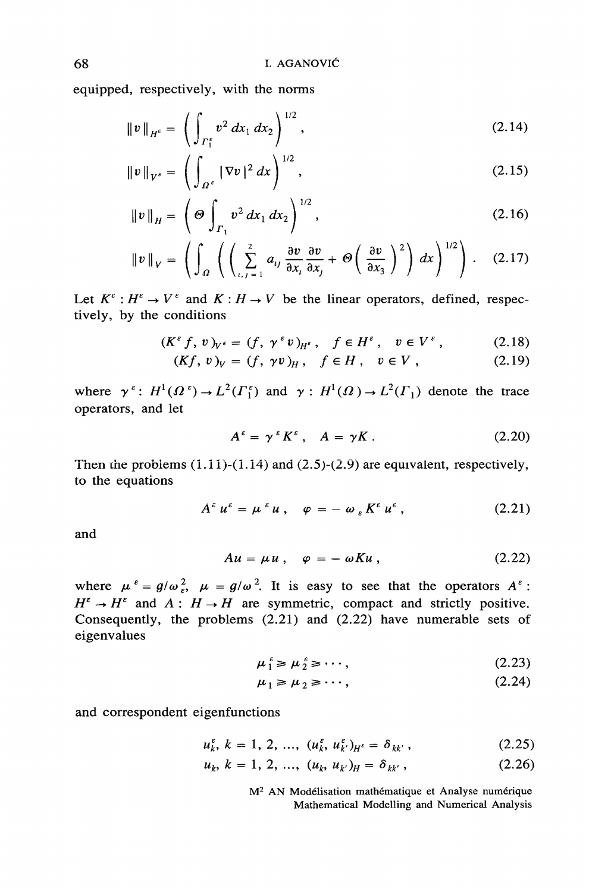equipped, respectively, with the norms

$$\|v\|_{H^\varepsilon} = \left( \int_{\Gamma_1^\varepsilon} v^2 \, dx_1 \, dx_2 \right)^{1/2}, \tag{2.14}$$

$$\|v\|_{V^\varepsilon} = \left( \int_{\Omega^\varepsilon} |\nabla v|^2 \, dx \right)^{1/2}, \tag{2.15}$$

$$\|v\|_{H} = \left( \Theta \int_{\Gamma_1} v^2 \, dx_1 \, dx_2 \right)^{1/2}, \tag{2.16}$$

$$\|v\|_{V} = \left( \int_{\Omega} \left( \left( \sum_{i,j=1}^{2} a_{ij} \frac{\partial v}{\partial x_i} \frac{\partial v}{\partial x_j} + \Theta \left( \frac{\partial v}{\partial x_3} \right)^2 \right) dx \right)^{1/2} \right). \tag{2.17}$$

Let $K^\varepsilon : H^\varepsilon \to V^\varepsilon$ and $K : H \to V$ be the linear operators, defined, respectively, by the conditions

$$(K^\varepsilon f, v)_{V^\varepsilon} = (f, \gamma^\varepsilon v)_{H^\varepsilon}, \quad f \in H^\varepsilon, \quad v \in V^\varepsilon, \tag{2.18}$$

$$(Kf, v)_V = (f, \gamma v)_H, \quad f \in H, \quad v \in V, \tag{2.19}$$

where $\gamma^\varepsilon : H^1(\Omega^\varepsilon) \to L^2(\Gamma_1^\varepsilon)$ and $\gamma : H^1(\Omega) \to L^2(\Gamma_1)$ denote the trace operators, and let

$$A^\varepsilon = \gamma^\varepsilon K^\varepsilon, \quad A = \gamma K. \tag{2.20}$$

Then the problems (1.11)-(1.14) and (2.5)-(2.9) are equivalent, respectively, to the equations

$$A^\varepsilon u^\varepsilon = \mu^\varepsilon u, \quad \varphi = -\omega_\varepsilon K^\varepsilon u^\varepsilon, \tag{2.21}$$

and

$$Au = \mu u, \quad \varphi = -\omega K u, \tag{2.22}$$

where $\mu^\varepsilon = g/\omega_\varepsilon^2$, $\mu = g/\omega^2$. It is easy to see that the operators $A^\varepsilon : H^\varepsilon \to H^\varepsilon$ and $A : H \to H$ are symmetric, compact and strictly positive. Consequently, the problems (2.21) and (2.22) have numerable sets of eigenvalues

$$\mu_1^\varepsilon \geqslant \mu_2^\varepsilon \geqslant \cdots, \tag{2.23}$$

$$\mu_1 \geqslant \mu_2 \geqslant \cdots, \tag{2.24}$$

and correspondent eigenfunctions

$$u_k^\varepsilon, \; k = 1, 2, \ldots, \; (u_k^\varepsilon, u_{k'}^\varepsilon)_{H^\varepsilon} = \delta_{kk'}, \tag{2.25}$$

$$u_k, \; k = 1, 2, \ldots, \; (u_k, u_{k'})_H = \delta_{kk'}, \tag{2.26}$$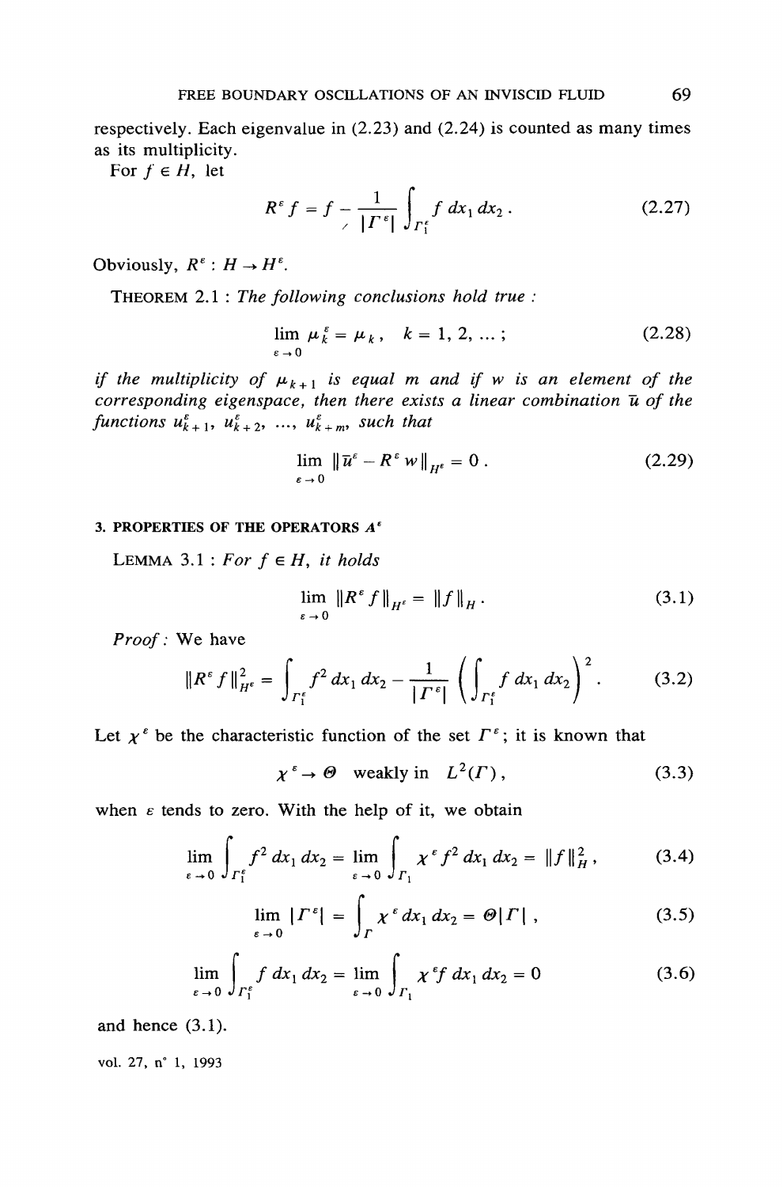respectively. Each eigenvalue in (2.23) and (2.24) is counted as many times as its multiplicity.

For $f \in H$, let

$$R^{\varepsilon} f = f - \frac{1}{|\Gamma^{\varepsilon}|} \int_{\Gamma_1^{\varepsilon}} f \, dx_1 \, dx_2 \,. \tag{2.27}$$

Obviously, $R^{\varepsilon} : H \to H^{\varepsilon}$.

THEOREM 2.1 : *The following conclusions hold true :*

$$\lim_{\varepsilon \to 0} \mu_k^{\varepsilon} = \mu_k \,, \quad k = 1, 2, \ldots ; \tag{2.28}$$

*if the multiplicity of $\mu_{k+1}$ is equal $m$ and if $w$ is an element of the corresponding eigenspace, then there exists a linear combination $\bar{u}$ of the functions $u_{k+1}^{\varepsilon}, u_{k+2}^{\varepsilon}, \ldots, u_{k+m}^{\varepsilon}$, such that*

$$\lim_{\varepsilon \to 0} \| \bar{u}^{\varepsilon} - R^{\varepsilon} w \|_{H^{\varepsilon}} = 0 \,. \tag{2.29}$$

## 3. PROPERTIES OF THE OPERATORS $A^{\varepsilon}$

LEMMA 3.1 : *For $f \in H$, it holds*

$$\lim_{\varepsilon \to 0} \| R^{\varepsilon} f \|_{H^{\varepsilon}} = \| f \|_H \,. \tag{3.1}$$

*Proof :* We have

$$\| R^{\varepsilon} f \|_{H^{\varepsilon}}^2 = \int_{\Gamma_1^{\varepsilon}} f^2 \, dx_1 \, dx_2 - \frac{1}{|\Gamma^{\varepsilon}|} \left( \int_{\Gamma_1^{\varepsilon}} f \, dx_1 \, dx_2 \right)^2 . \tag{3.2}$$

Let $\chi^{\varepsilon}$ be the characteristic function of the set $\Gamma^{\varepsilon}$; it is known that

$$\chi^{\varepsilon} \to \Theta \quad \text{weakly in} \quad L^2(\Gamma) \,, \tag{3.3}$$

when $\varepsilon$ tends to zero. With the help of it, we obtain

$$\lim_{\varepsilon \to 0} \int_{\Gamma_1^{\varepsilon}} f^2 \, dx_1 \, dx_2 = \lim_{\varepsilon \to 0} \int_{\Gamma_1} \chi^{\varepsilon} f^2 \, dx_1 \, dx_2 = \| f \|_H^2 \,, \tag{3.4}$$

$$\lim_{\varepsilon \to 0} |\Gamma^{\varepsilon}| = \int_{\Gamma} \chi^{\varepsilon} \, dx_1 \, dx_2 = \Theta |\Gamma| \,, \tag{3.5}$$

$$\lim_{\varepsilon \to 0} \int_{\Gamma_1^{\varepsilon}} f \, dx_1 \, dx_2 = \lim_{\varepsilon \to 0} \int_{\Gamma_1} \chi^{\varepsilon} f \, dx_1 \, dx_2 = 0 \tag{3.6}$$

and hence (3.1).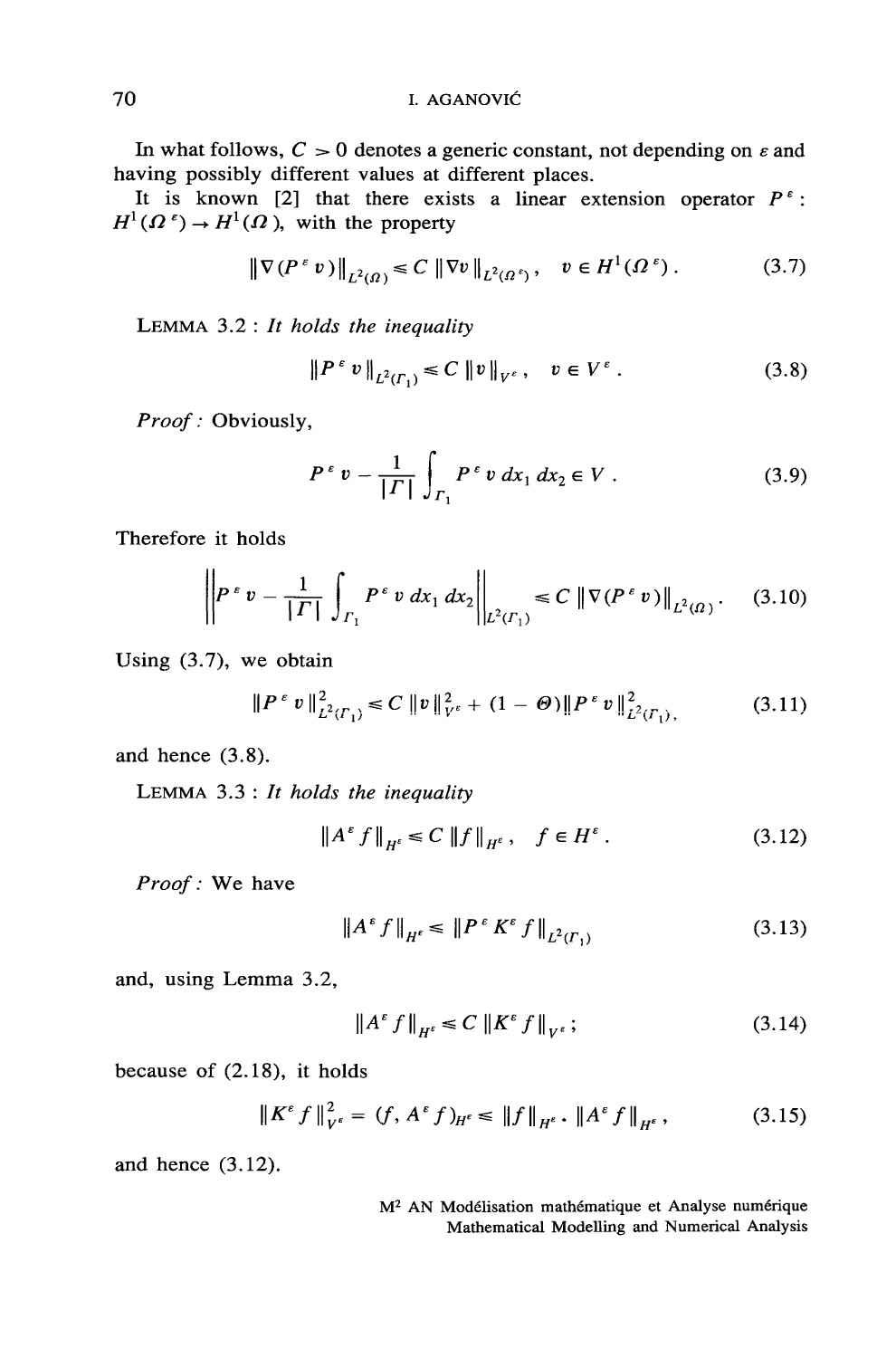In what follows, $C > 0$ denotes a generic constant, not depending on $\varepsilon$ and having possibly different values at different places.

It is known [2] that there exists a linear extension operator $P^{\varepsilon}$ : $H^1(\Omega^{\varepsilon}) \to H^1(\Omega)$, with the property

$$\|\nabla(P^{\varepsilon} v)\|_{L^2(\Omega)} \leq C \|\nabla v\|_{L^2(\Omega^{\varepsilon})}, \quad v \in H^1(\Omega^{\varepsilon}). \tag{3.7}$$

LEMMA 3.2 : *It holds the inequality*

$$\|P^{\varepsilon} v\|_{L^2(\Gamma_1)} \leq C \|v\|_{V^{\varepsilon}}, \quad v \in V^{\varepsilon}. \tag{3.8}$$

*Proof :* Obviously,

$$P^{\varepsilon} v - \frac{1}{|\Gamma|} \int_{\Gamma_1} P^{\varepsilon} v \, dx_1 \, dx_2 \in V. \tag{3.9}$$

Therefore it holds

$$\left\| P^{\varepsilon} v - \frac{1}{|\Gamma|} \int_{\Gamma_1} P^{\varepsilon} v \, dx_1 \, dx_2 \right\|_{L^2(\Gamma_1)} \leq C \|\nabla(P^{\varepsilon} v)\|_{L^2(\Omega)}. \tag{3.10}$$

Using (3.7), we obtain

$$\|P^{\varepsilon} v\|^2_{L^2(\Gamma_1)} \leq C \|v\|^2_{V^{\varepsilon}} + (1 - \Theta) \|P^{\varepsilon} v\|^2_{L^2(\Gamma_1)}, \tag{3.11}$$

and hence (3.8).

LEMMA 3.3 : *It holds the inequality*

$$\|A^{\varepsilon} f\|_{H^{\varepsilon}} \leq C \|f\|_{H^{\varepsilon}}, \quad f \in H^{\varepsilon}. \tag{3.12}$$

*Proof :* We have

$$\|A^{\varepsilon} f\|_{H^{\varepsilon}} \leq \|P^{\varepsilon} K^{\varepsilon} f\|_{L^2(\Gamma_1)} \tag{3.13}$$

and, using Lemma 3.2,

$$\|A^{\varepsilon} f\|_{H^{\varepsilon}} \leq C \|K^{\varepsilon} f\|_{V^{\varepsilon}}; \tag{3.14}$$

because of (2.18), it holds

$$\|K^{\varepsilon} f\|^2_{V^{\varepsilon}} = (f, A^{\varepsilon} f)_{H^{\varepsilon}} \leq \|f\|_{H^{\varepsilon}} \cdot \|A^{\varepsilon} f\|_{H^{\varepsilon}}, \tag{3.15}$$

and hence (3.12).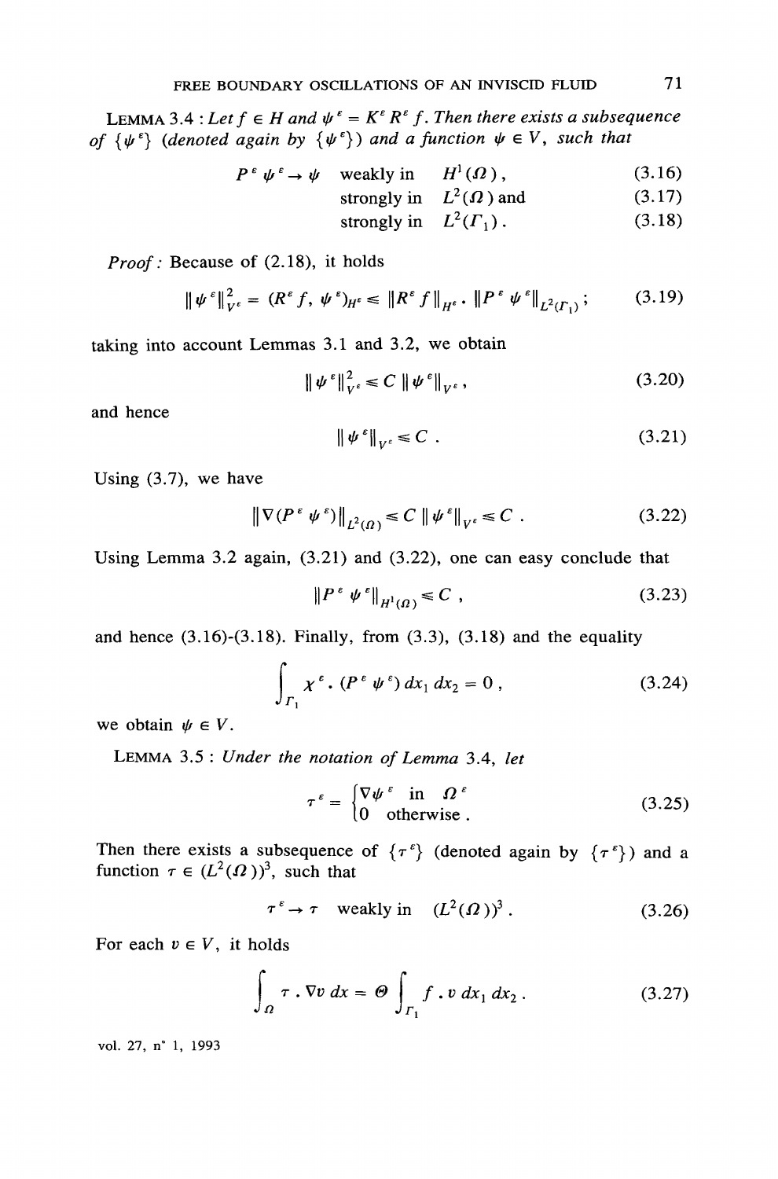LEMMA 3.4 : *Let $f \in H$ and $\psi^{\varepsilon} = K^{\varepsilon} R^{\varepsilon} f$. Then there exists a subsequence of $\{\psi^{\varepsilon}\}$ (denoted again by $\{\psi^{\varepsilon}\}$) and a function $\psi \in V$, such that*

$$P^{\varepsilon} \psi^{\varepsilon} \to \psi \quad \text{weakly in} \quad H^1(\Omega)\,, \tag{3.16}$$

$$\text{strongly in} \quad L^2(\Omega) \text{ and} \tag{3.17}$$

$$\text{strongly in} \quad L^2(\Gamma_1)\,. \tag{3.18}$$

*Proof :* Because of (2.18), it holds

$$\|\psi^{\varepsilon}\|_{V^{\varepsilon}}^2 = (R^{\varepsilon} f, \psi^{\varepsilon})_{H^{\varepsilon}} \leq \|R^{\varepsilon} f\|_{H^{\varepsilon}} \cdot \|P^{\varepsilon} \psi^{\varepsilon}\|_{L^2(\Gamma_1)}\,; \tag{3.19}$$

taking into account Lemmas 3.1 and 3.2, we obtain

$$\|\psi^{\varepsilon}\|_{V^{\varepsilon}}^2 \leq C \, \|\psi^{\varepsilon}\|_{V^{\varepsilon}}\,, \tag{3.20}$$

and hence

$$\|\psi^{\varepsilon}\|_{V^{\varepsilon}} \leq C\,. \tag{3.21}$$

Using (3.7), we have

$$\|\nabla (P^{\varepsilon} \psi^{\varepsilon})\|_{L^2(\Omega)} \leq C \, \|\psi^{\varepsilon}\|_{V^{\varepsilon}} \leq C\,. \tag{3.22}$$

Using Lemma 3.2 again, (3.21) and (3.22), one can easy conclude that

$$\|P^{\varepsilon} \psi^{\varepsilon}\|_{H^1(\Omega)} \leq C\,, \tag{3.23}$$

and hence (3.16)-(3.18). Finally, from (3.3), (3.18) and the equality

$$\int_{\Gamma_1} \chi^{\varepsilon} \cdot (P^{\varepsilon} \psi^{\varepsilon}) \, dx_1 \, dx_2 = 0\,, \tag{3.24}$$

we obtain $\psi \in V$.

LEMMA 3.5 : *Under the notation of Lemma 3.4, let*

$$\tau^{\varepsilon} = \begin{cases} \nabla \psi^{\varepsilon} & \text{in} \quad \Omega^{\varepsilon} \\ 0 & \text{otherwise}\,. \end{cases} \tag{3.25}$$

*Then there exists a subsequence of $\{\tau^{\varepsilon}\}$ (denoted again by $\{\tau^{\varepsilon}\}$) and a function $\tau \in (L^2(\Omega))^3$, such that*

$$\tau^{\varepsilon} \to \tau \quad \text{weakly in} \quad (L^2(\Omega))^3\,. \tag{3.26}$$

*For each $v \in V$, it holds*

$$\int_{\Omega} \tau \cdot \nabla v \, dx = \Theta \int_{\Gamma_1} f \cdot v \, dx_1 \, dx_2\,. \tag{3.27}$$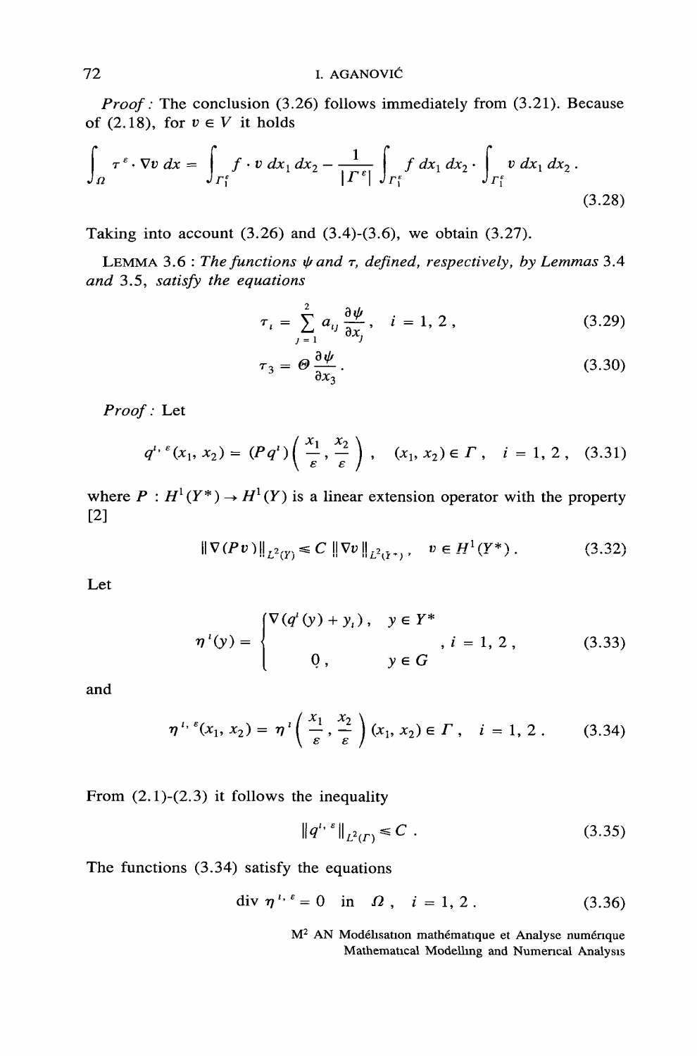*Proof :* The conclusion (3.26) follows immediately from (3.21). Because of (2.18), for $v \in V$ it holds

$$\int_{\Omega} \tau^{\varepsilon} \cdot \nabla v \, dx = \int_{\Gamma_1^{\varepsilon}} f \cdot v \, dx_1 \, dx_2 - \frac{1}{|\Gamma^{\varepsilon}|} \int_{\Gamma_1^{\varepsilon}} f \, dx_1 \, dx_2 \cdot \int_{\Gamma_1^{\varepsilon}} v \, dx_1 \, dx_2 . \tag{3.28}$$

Taking into account (3.26) and (3.4)-(3.6), we obtain (3.27).

LEMMA 3.6 : *The functions $\psi$ and $\tau$, defined, respectively, by Lemmas 3.4 and 3.5, satisfy the equations*

$$\tau_i = \sum_{j=1}^{2} a_{ij} \frac{\partial \psi}{\partial x_j}, \quad i = 1, 2 , \tag{3.29}$$

$$\tau_3 = \Theta \frac{\partial \psi}{\partial x_3} . \tag{3.30}$$

*Proof :* Let

$$q^{i, \varepsilon}(x_1, x_2) = (P q^i)\left( \frac{x_1}{\varepsilon}, \frac{x_2}{\varepsilon} \right), \quad (x_1, x_2) \in \Gamma , \quad i = 1, 2 , \tag{3.31}$$

where $P : H^1(Y^*) \rightarrow H^1(Y)$ is a linear extension operator with the property [2]

$$\|\nabla (P v)\|_{L^2(Y)} \leqslant C \, \|\nabla v\|_{L^2(Y^*)} , \quad v \in H^1(Y^*) . \tag{3.32}$$

Let

$$\eta^i(y) = \begin{cases} \nabla (q^i(y) + y_i) , & y \in Y^* \\ 0 , & y \in G \end{cases} , \; i = 1, 2 , \tag{3.33}$$

and

$$\eta^{i, \varepsilon}(x_1, x_2) = \eta^i\left( \frac{x_1}{\varepsilon}, \frac{x_2}{\varepsilon} \right) (x_1, x_2) \in \Gamma , \quad i = 1, 2 . \tag{3.34}$$

From (2.1)-(2.3) it follows the inequality

$$\|q^{i, \varepsilon}\|_{L^2(\Gamma)} \leqslant C . \tag{3.35}$$

The functions (3.34) satisfy the equations

$$\operatorname{div} \eta^{i, \varepsilon} = 0 \quad \text{in} \quad \Omega , \quad i = 1, 2 . \tag{3.36}$$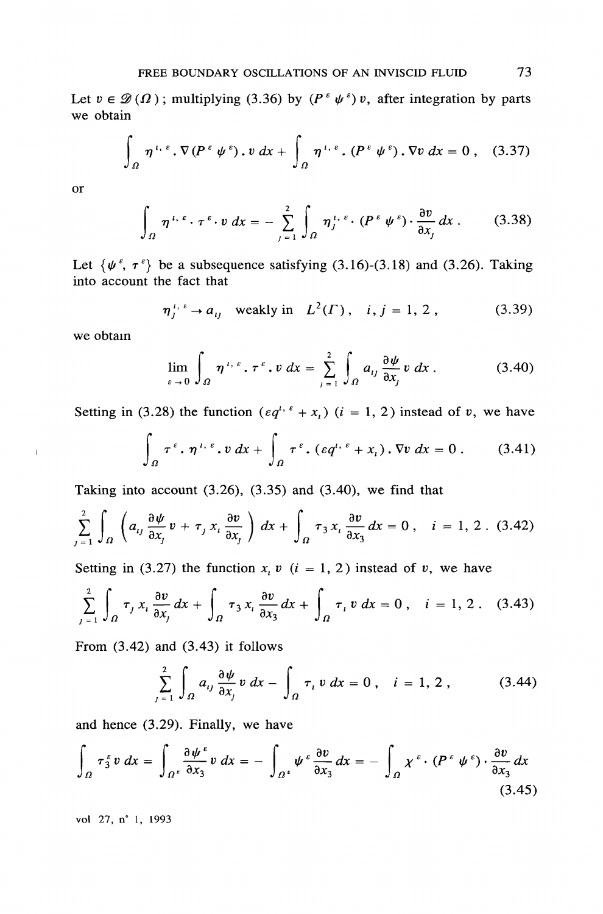Let $v \in \mathcal{D}(\Omega)$ ; multiplying (3.36) by $(P^\varepsilon \psi^\varepsilon) v$, after integration by parts we obtain

$$\int_\Omega \eta^{i,\varepsilon} \cdot \nabla (P^\varepsilon \psi^\varepsilon) \cdot v \, dx + \int_\Omega \eta^{i,\varepsilon} \cdot (P^\varepsilon \psi^\varepsilon) \cdot \nabla v \, dx = 0 , \quad (3.37)$$

or

$$\int_\Omega \eta^{i,\varepsilon} \cdot \tau^\varepsilon \cdot v \, dx = - \sum_{j=1}^{2} \int_\Omega \eta_j^{i,\varepsilon} \cdot (P^\varepsilon \psi^\varepsilon) \cdot \frac{\partial v}{\partial x_j} dx . \quad (3.38)$$

Let $\{\psi^\varepsilon, \tau^\varepsilon\}$ be a subsequence satisfying (3.16)-(3.18) and (3.26). Taking into account the fact that

$$\eta_j^{i,\varepsilon} \to a_{ij} \quad \text{weakly in} \quad L^2(\Gamma) , \quad i, j = 1, 2 , \quad (3.39)$$

we obtain

$$\lim_{\varepsilon \to 0} \int_\Omega \eta^{i,\varepsilon} \cdot \tau^\varepsilon \cdot v \, dx = \sum_{j=1}^{2} \int_\Omega a_{ij} \frac{\partial \psi}{\partial x_j} v \, dx . \quad (3.40)$$

Setting in (3.28) the function $(\varepsilon q^{i,\varepsilon} + x_i)$ $(i = 1, 2)$ instead of $v$, we have

$$\int_\Omega \tau^\varepsilon \cdot \eta^{i,\varepsilon} \cdot v \, dx + \int_\Omega \tau^\varepsilon \cdot (\varepsilon q^{i,\varepsilon} + x_i) \cdot \nabla v \, dx = 0 . \quad (3.41)$$

Taking into account (3.26), (3.35) and (3.40), we find that

$$\sum_{j=1}^{2} \int_\Omega \left( a_{ij} \frac{\partial \psi}{\partial x_j} v + \tau_j x_i \frac{\partial v}{\partial x_j} \right) dx + \int_\Omega \tau_3 x_i \frac{\partial v}{\partial x_3} dx = 0 , \quad i = 1, 2 . \quad (3.42)$$

Setting in (3.27) the function $x_i v$ $(i = 1, 2)$ instead of $v$, we have

$$\sum_{j=1}^{2} \int_\Omega \tau_j x_i \frac{\partial v}{\partial x_j} dx + \int_\Omega \tau_3 x_i \frac{\partial v}{\partial x_3} dx + \int_\Omega \tau_i v \, dx = 0 , \quad i = 1, 2 . \quad (3.43)$$

From (3.42) and (3.43) it follows

$$\sum_{j=1}^{2} \int_\Omega a_{ij} \frac{\partial \psi}{\partial x_j} v \, dx - \int_\Omega \tau_i v \, dx = 0 , \quad i = 1, 2 , \quad (3.44)$$

and hence (3.29). Finally, we have

$$\int_\Omega \tau_3^\varepsilon v \, dx = \int_{\Omega^\varepsilon} \frac{\partial \psi^\varepsilon}{\partial x_3} v \, dx = - \int_{\Omega^\varepsilon} \psi^\varepsilon \frac{\partial v}{\partial x_3} dx = - \int_\Omega \chi^\varepsilon \cdot (P^\varepsilon \psi^\varepsilon) \cdot \frac{\partial v}{\partial x_3} dx \quad (3.45)$$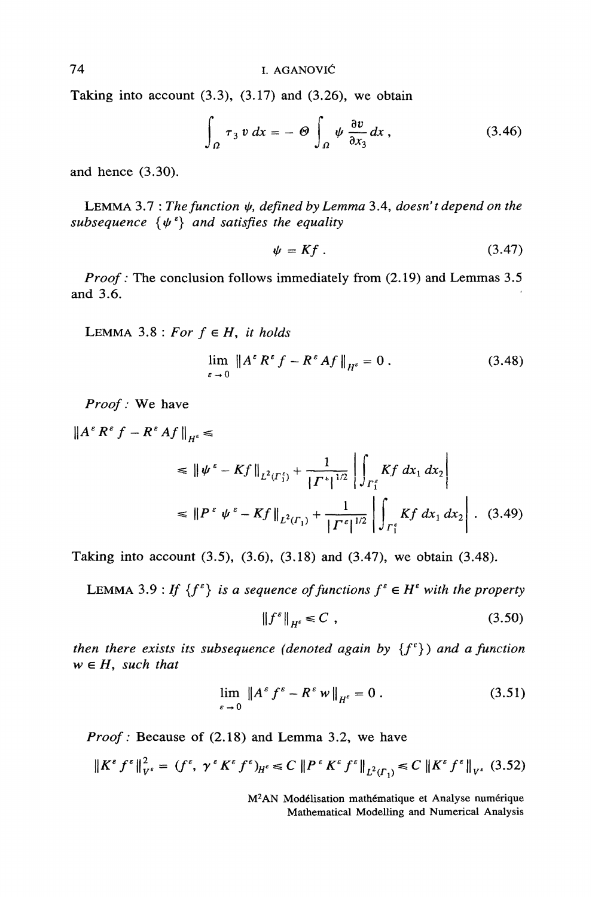Taking into account (3.3), (3.17) and (3.26), we obtain

$$\int_{\Omega} \tau_3 \, v \, dx = - \Theta \int_{\Omega} \psi \frac{\partial v}{\partial x_3} \, dx \,, \tag{3.46}$$

and hence (3.30).

LEMMA 3.7 : *The function $\psi$, defined by Lemma 3.4, doesn't depend on the subsequence $\{\psi^{\varepsilon}\}$ and satisfies the equality*

$$\psi = Kf \,. \tag{3.47}$$

*Proof :* The conclusion follows immediately from (2.19) and Lemmas 3.5 and 3.6.

LEMMA 3.8 : *For $f \in H$, it holds*

$$\lim_{\varepsilon \to 0} \| A^{\varepsilon} R^{\varepsilon} f - R^{\varepsilon} A f \|_{H^{\varepsilon}} = 0 \,. \tag{3.48}$$

*Proof :* We have

$$\begin{aligned} \| A^{\varepsilon} R^{\varepsilon} f - R^{\varepsilon} A f \|_{H^{\varepsilon}} &\leqslant \\ &\leqslant \| \psi^{\varepsilon} - Kf \|_{L^2(\Gamma_1^{\varepsilon})} + \frac{1}{|\Gamma^{\varepsilon}|^{1/2}} \left| \int_{\Gamma_1^{\varepsilon}} Kf \, dx_1 \, dx_2 \right| \\ &\leqslant \| P^{\varepsilon} \psi^{\varepsilon} - Kf \|_{L^2(\Gamma_1)} + \frac{1}{|\Gamma^{\varepsilon}|^{1/2}} \left| \int_{\Gamma_1^{\varepsilon}} Kf \, dx_1 \, dx_2 \right| \,. \end{aligned} \tag{3.49}$$

Taking into account (3.5), (3.6), (3.18) and (3.47), we obtain (3.48).

LEMMA 3.9 : *If $\{f^{\varepsilon}\}$ is a sequence of functions $f^{\varepsilon} \in H^{\varepsilon}$ with the property*

$$\| f^{\varepsilon} \|_{H^{\varepsilon}} \leqslant C \,, \tag{3.50}$$

*then there exists its subsequence (denoted again by $\{f^{\varepsilon}\}$) and a function $w \in H$, such that*

$$\lim_{\varepsilon \to 0} \| A^{\varepsilon} f^{\varepsilon} - R^{\varepsilon} w \|_{H^{\varepsilon}} = 0 \,. \tag{3.51}$$

*Proof :* Because of (2.18) and Lemma 3.2, we have

$$\| K^{\varepsilon} f^{\varepsilon} \|^2_{V^{\varepsilon}} = (f^{\varepsilon}, \gamma^{\varepsilon} K^{\varepsilon} f^{\varepsilon})_{H^{\varepsilon}} \leqslant C \, \| P^{\varepsilon} K^{\varepsilon} f^{\varepsilon} \|_{L^2(\Gamma_1)} \leqslant C \, \| K^{\varepsilon} f^{\varepsilon} \|_{V^{\varepsilon}} \tag{3.52}$$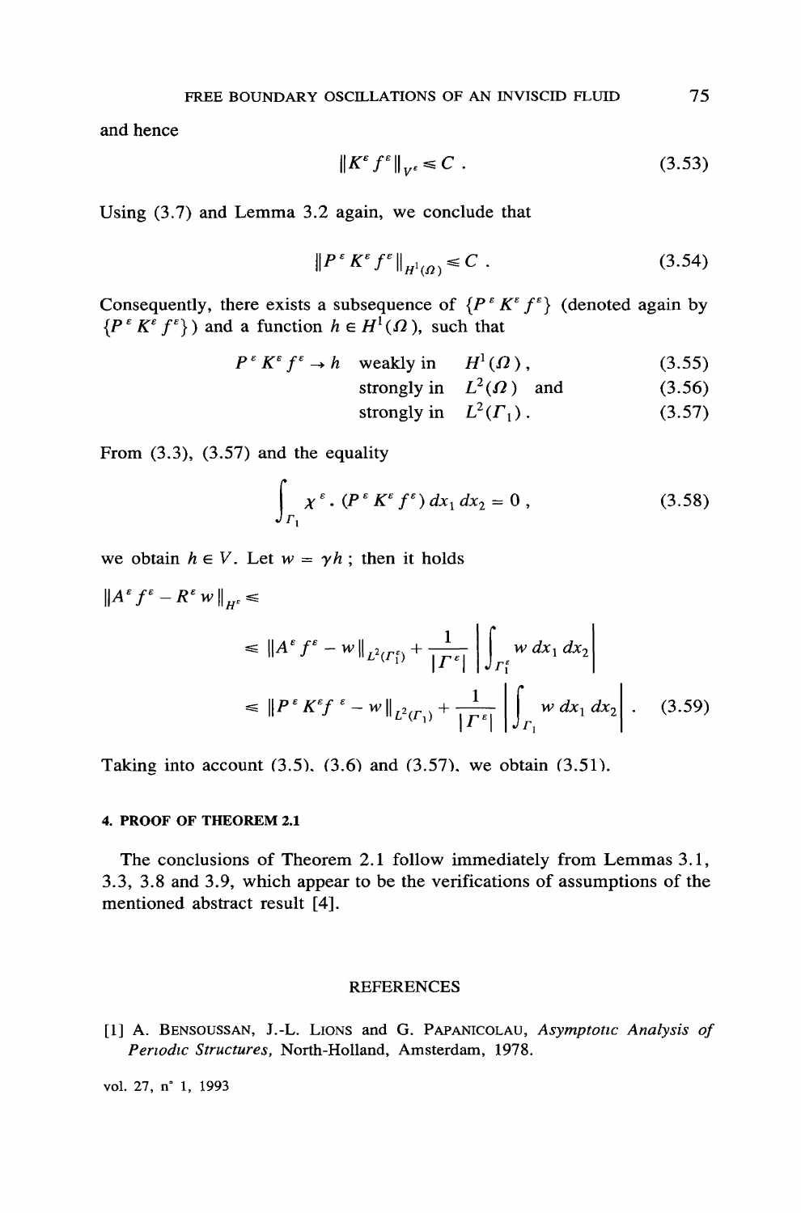and hence

$$\|K^\varepsilon f^\varepsilon\|_{V^\varepsilon} \leq C \, . \tag{3.53}$$

Using (3.7) and Lemma 3.2 again, we conclude that

$$\|P^\varepsilon K^\varepsilon f^\varepsilon\|_{H^1(\Omega)} \leq C \, . \tag{3.54}$$

Consequently, there exists a subsequence of $\{P^\varepsilon K^\varepsilon f^\varepsilon\}$ (denoted again by $\{P^\varepsilon K^\varepsilon f^\varepsilon\}$) and a function $h \in H^1(\Omega)$, such that

$$P^\varepsilon K^\varepsilon f^\varepsilon \to h \quad \text{weakly in} \quad H^1(\Omega)\,, \tag{3.55}$$

$$\text{strongly in} \quad L^2(\Omega) \quad \text{and} \tag{3.56}$$

$$\text{strongly in} \quad L^2(\Gamma_1)\,. \tag{3.57}$$

From (3.3), (3.57) and the equality

$$\int_{\Gamma_1} \chi^\varepsilon \cdot (P^\varepsilon K^\varepsilon f^\varepsilon)\, dx_1\, dx_2 = 0 \,, \tag{3.58}$$

we obtain $h \in V$. Let $w = \gamma h$ ; then it holds

$$\begin{aligned}
\|A^\varepsilon f^\varepsilon - R^\varepsilon w\|_{H^\varepsilon} &\leq \\
&\leq \|A^\varepsilon f^\varepsilon - w\|_{L^2(\Gamma_1^\varepsilon)} + \frac{1}{|\Gamma^\varepsilon|}\left|\int_{\Gamma_1^\varepsilon} w\, dx_1\, dx_2\right| \\
&\leq \|P^\varepsilon K^\varepsilon f^\varepsilon - w\|_{L^2(\Gamma_1)} + \frac{1}{|\Gamma^\varepsilon|}\left|\int_{\Gamma_1} w\, dx_1\, dx_2\right| .
\end{aligned} \tag{3.59}$$

Taking into account (3.5), (3.6) and (3.57), we obtain (3.51).

## 4. PROOF OF THEOREM 2.1

The conclusions of Theorem 2.1 follow immediately from Lemmas 3.1, 3.3, 3.8 and 3.9, which appear to be the verifications of assumptions of the mentioned abstract result [4].

## REFERENCES

[1] A. BENSOUSSAN, J.-L. LIONS and G. PAPANICOLAU, *Asymptotic Analysis of Periodic Structures*, North-Holland, Amsterdam, 1978.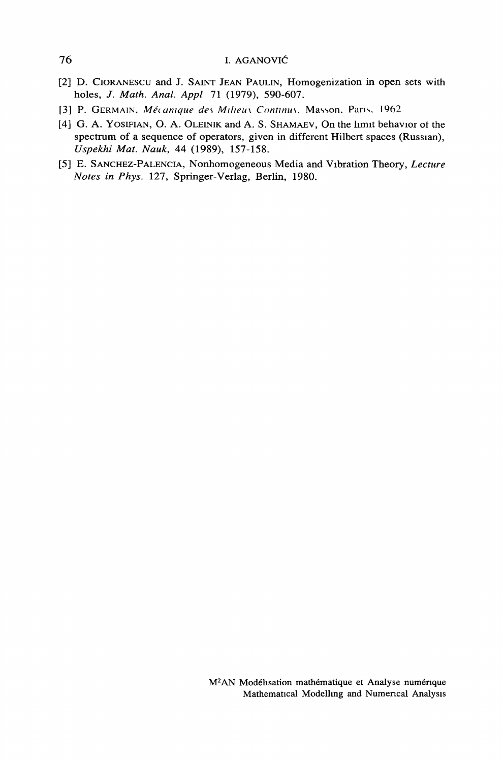[2] D. CIORANESCU and J. SAINT JEAN PAULIN, Homogenization in open sets with holes, *J. Math. Anal. Appl* 71 (1979), 590-607.

[3] P. GERMAIN, *Mécanique des Milieux Continus*, Masson, Paris, 1962

[4] G. A. YOSIFIAN, O. A. OLEINIK and A. S. SHAMAEV, On the limit behavior of the spectrum of a sequence of operators, given in different Hilbert spaces (Russian), *Uspekhi Mat. Nauk,* 44 (1989), 157-158.

[5] E. SANCHEZ-PALENCIA, Nonhomogeneous Media and Vibration Theory, *Lecture Notes in Phys.* 127, Springer-Verlag, Berlin, 1980.